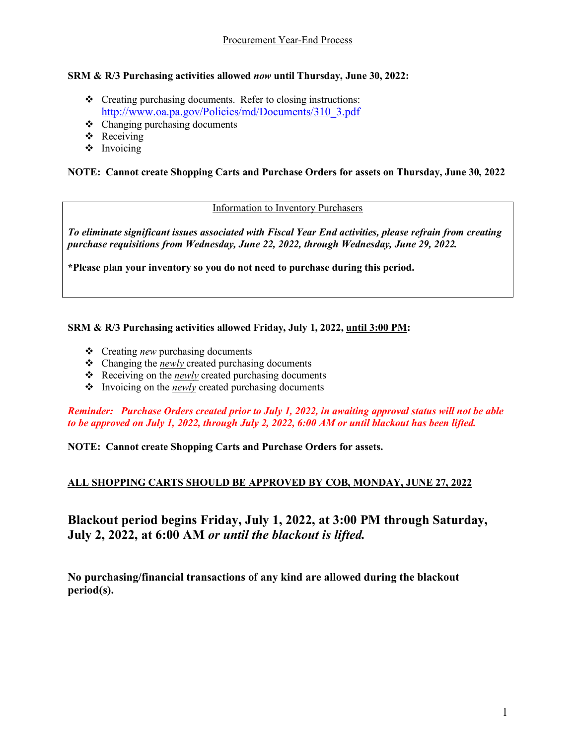# Procurement Year-End Process

**SRM & R/3 Purchasing activities allowed *now* until Thursday, June 30, 2022:**

- Creating purchasing documents. Refer to closing instructions: http://www.oa.pa.gov/Policies/md/Documents/310_3.pdf
- Changing purchasing documents
- Receiving
- Invoicing

**NOTE: Cannot create Shopping Carts and Purchase Orders for assets on Thursday, June 30, 2022**

## Information to Inventory Purchasers

***To eliminate significant issues associated with Fiscal Year End activities, please refrain from creating purchase requisitions from Wednesday, June 22, 2022, through Wednesday, June 29, 2022.***

**\*Please plan your inventory so you do not need to purchase during this period.**

**SRM & R/3 Purchasing activities allowed Friday, July 1, 2022, until 3:00 PM:**

- Creating *new* purchasing documents
- Changing the *newly* created purchasing documents
- Receiving on the *newly* created purchasing documents
- Invoicing on the *newly* created purchasing documents

***Reminder: Purchase Orders created prior to July 1, 2022, in awaiting approval status will not be able to be approved on July 1, 2022, through July 2, 2022, 6:00 AM or until blackout has been lifted.***

**NOTE: Cannot create Shopping Carts and Purchase Orders for assets.**

**ALL SHOPPING CARTS SHOULD BE APPROVED BY COB, MONDAY, JUNE 27, 2022**

## Blackout period begins Friday, July 1, 2022, at 3:00 PM through Saturday, July 2, 2022, at 6:00 AM *or until the blackout is lifted.*

**No purchasing/financial transactions of any kind are allowed during the blackout period(s).**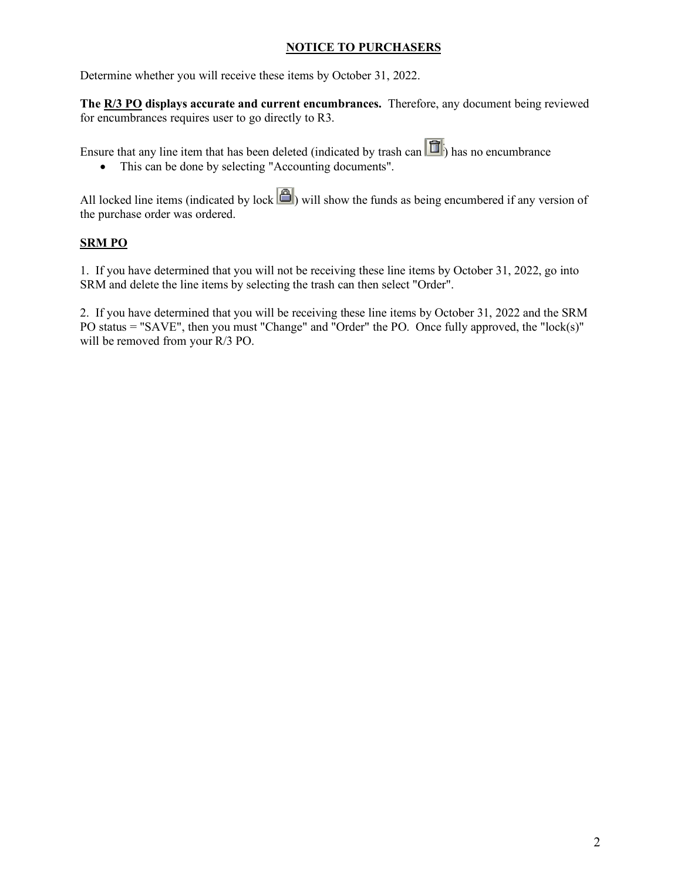## NOTICE TO PURCHASERS

Determine whether you will receive these items by October 31, 2022.

**The R/3 PO displays accurate and current encumbrances.** Therefore, any document being reviewed for encumbrances requires user to go directly to R3.

Ensure that any line item that has been deleted (indicated by trash can ) has no encumbrance

- This can be done by selecting "Accounting documents".

All locked line items (indicated by lock ) will show the funds as being encumbered if any version of the purchase order was ordered.

**SRM PO**

1. If you have determined that you will not be receiving these line items by October 31, 2022, go into SRM and delete the line items by selecting the trash can then select "Order".

2. If you have determined that you will be receiving these line items by October 31, 2022 and the SRM PO status = "SAVE", then you must "Change" and "Order" the PO. Once fully approved, the "lock(s)" will be removed from your R/3 PO.